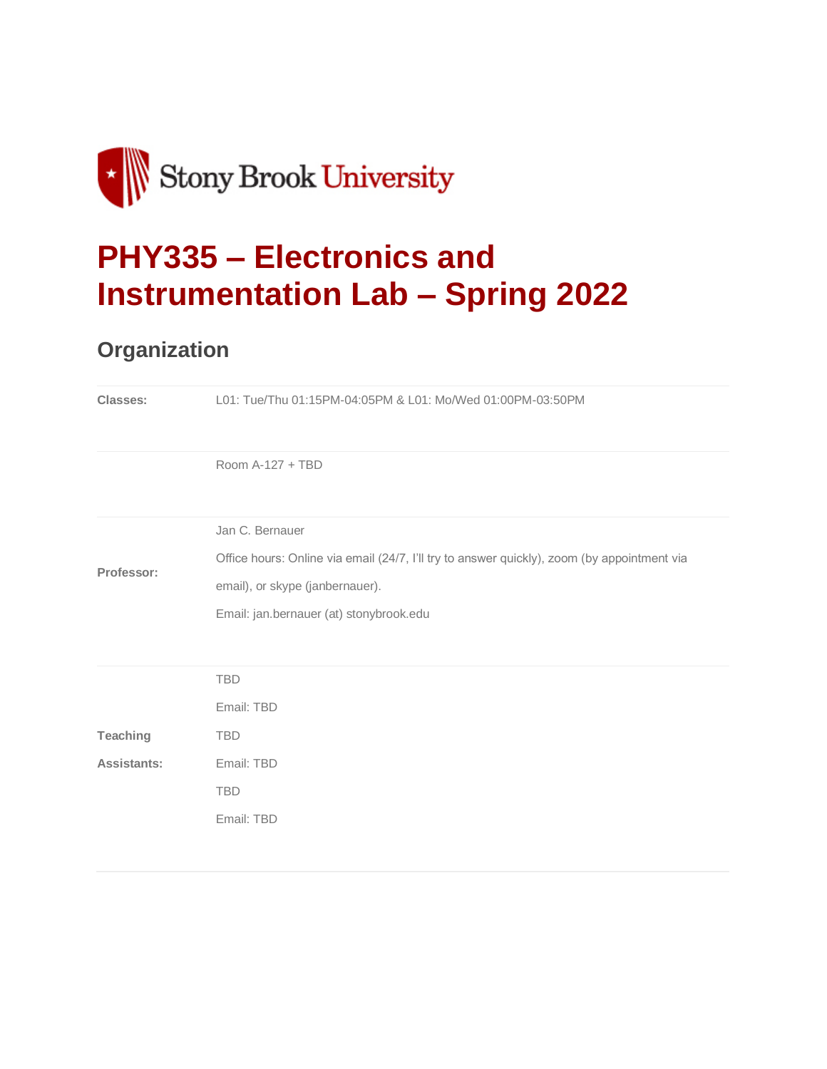Stony Brook University

# PHY335 – Electronics and Instrumentation Lab – Spring 2022

## Organization

| | |
|---|---|
| **Classes:** | L01: Tue/Thu 01:15PM-04:05PM & L01: Mo/Wed 01:00PM-03:50PM |
| | Room A-127 + TBD |
| **Professor:** | Jan C. Bernauer<br>Office hours: Online via email (24/7, I'll try to answer quickly), zoom (by appointment via email), or skype (janbernauer).<br>Email: jan.bernauer (at) stonybrook.edu |
| **Teaching Assistants:** | TBD<br>Email: TBD<br>TBD<br>Email: TBD<br>TBD<br>Email: TBD |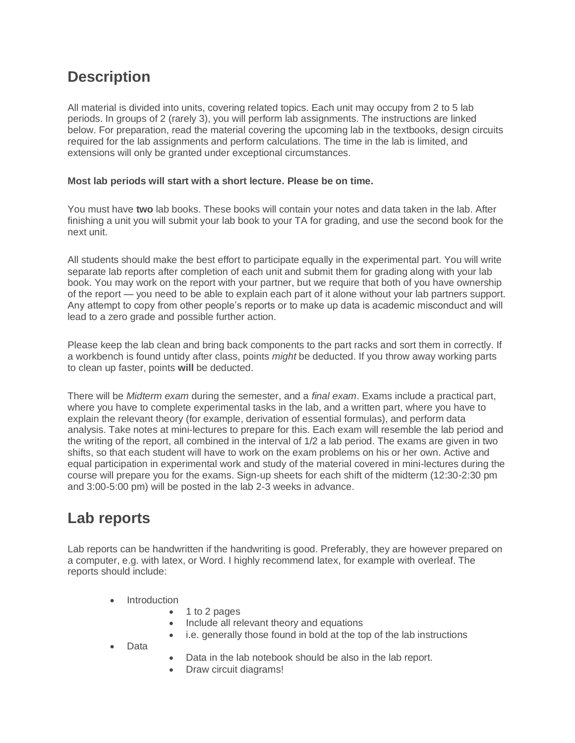## Description

All material is divided into units, covering related topics. Each unit may occupy from 2 to 5 lab periods. In groups of 2 (rarely 3), you will perform lab assignments. The instructions are linked below. For preparation, read the material covering the upcoming lab in the textbooks, design circuits required for the lab assignments and perform calculations. The time in the lab is limited, and extensions will only be granted under exceptional circumstances.

**Most lab periods will start with a short lecture. Please be on time.**

You must have **two** lab books. These books will contain your notes and data taken in the lab. After finishing a unit you will submit your lab book to your TA for grading, and use the second book for the next unit.

All students should make the best effort to participate equally in the experimental part. You will write separate lab reports after completion of each unit and submit them for grading along with your lab book. You may work on the report with your partner, but we require that both of you have ownership of the report — you need to be able to explain each part of it alone without your lab partners support. Any attempt to copy from other people's reports or to make up data is academic misconduct and will lead to a zero grade and possible further action.

Please keep the lab clean and bring back components to the part racks and sort them in correctly. If a workbench is found untidy after class, points *might* be deducted. If you throw away working parts to clean up faster, points **will** be deducted.

There will be *Midterm exam* during the semester, and a *final exam*. Exams include a practical part, where you have to complete experimental tasks in the lab, and a written part, where you have to explain the relevant theory (for example, derivation of essential formulas), and perform data analysis. Take notes at mini-lectures to prepare for this. Each exam will resemble the lab period and the writing of the report, all combined in the interval of 1/2 a lab period. The exams are given in two shifts, so that each student will have to work on the exam problems on his or her own. Active and equal participation in experimental work and study of the material covered in mini-lectures during the course will prepare you for the exams. Sign-up sheets for each shift of the midterm (12:30-2:30 pm and 3:00-5:00 pm) will be posted in the lab 2-3 weeks in advance.

## Lab reports

Lab reports can be handwritten if the handwriting is good. Preferably, they are however prepared on a computer, e.g. with latex, or Word. I highly recommend latex, for example with overleaf. The reports should include:

- Introduction
  - 1 to 2 pages
  - Include all relevant theory and equations
  - i.e. generally those found in bold at the top of the lab instructions
- Data
  - Data in the lab notebook should be also in the lab report.
  - Draw circuit diagrams!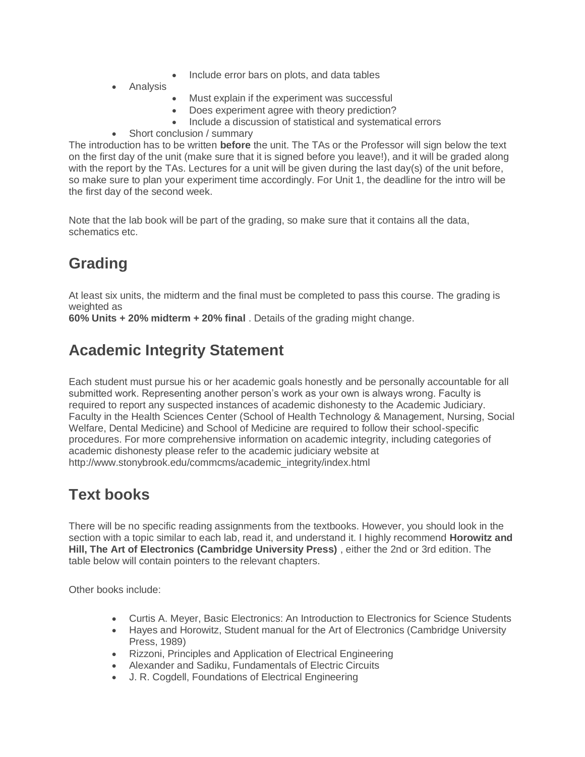- Include error bars on plots, and data tables
- Analysis
    - Must explain if the experiment was successful
    - Does experiment agree with theory prediction?
    - Include a discussion of statistical and systematical errors
- Short conclusion / summary

The introduction has to be written **before** the unit. The TAs or the Professor will sign below the text on the first day of the unit (make sure that it is signed before you leave!), and it will be graded along with the report by the TAs. Lectures for a unit will be given during the last day(s) of the unit before, so make sure to plan your experiment time accordingly. For Unit 1, the deadline for the intro will be the first day of the second week.

Note that the lab book will be part of the grading, so make sure that it contains all the data, schematics etc.

## Grading

At least six units, the midterm and the final must be completed to pass this course. The grading is weighted as
**60% Units + 20% midterm + 20% final** . Details of the grading might change.

## Academic Integrity Statement

Each student must pursue his or her academic goals honestly and be personally accountable for all submitted work. Representing another person's work as your own is always wrong. Faculty is required to report any suspected instances of academic dishonesty to the Academic Judiciary. Faculty in the Health Sciences Center (School of Health Technology & Management, Nursing, Social Welfare, Dental Medicine) and School of Medicine are required to follow their school-specific procedures. For more comprehensive information on academic integrity, including categories of academic dishonesty please refer to the academic judiciary website at http://www.stonybrook.edu/commcms/academic_integrity/index.html

## Text books

There will be no specific reading assignments from the textbooks. However, you should look in the section with a topic similar to each lab, read it, and understand it. I highly recommend **Horowitz and Hill, The Art of Electronics (Cambridge University Press)** , either the 2nd or 3rd edition. The table below will contain pointers to the relevant chapters.

Other books include:

- Curtis A. Meyer, Basic Electronics: An Introduction to Electronics for Science Students
- Hayes and Horowitz, Student manual for the Art of Electronics (Cambridge University Press, 1989)
- Rizzoni, Principles and Application of Electrical Engineering
- Alexander and Sadiku, Fundamentals of Electric Circuits
- J. R. Cogdell, Foundations of Electrical Engineering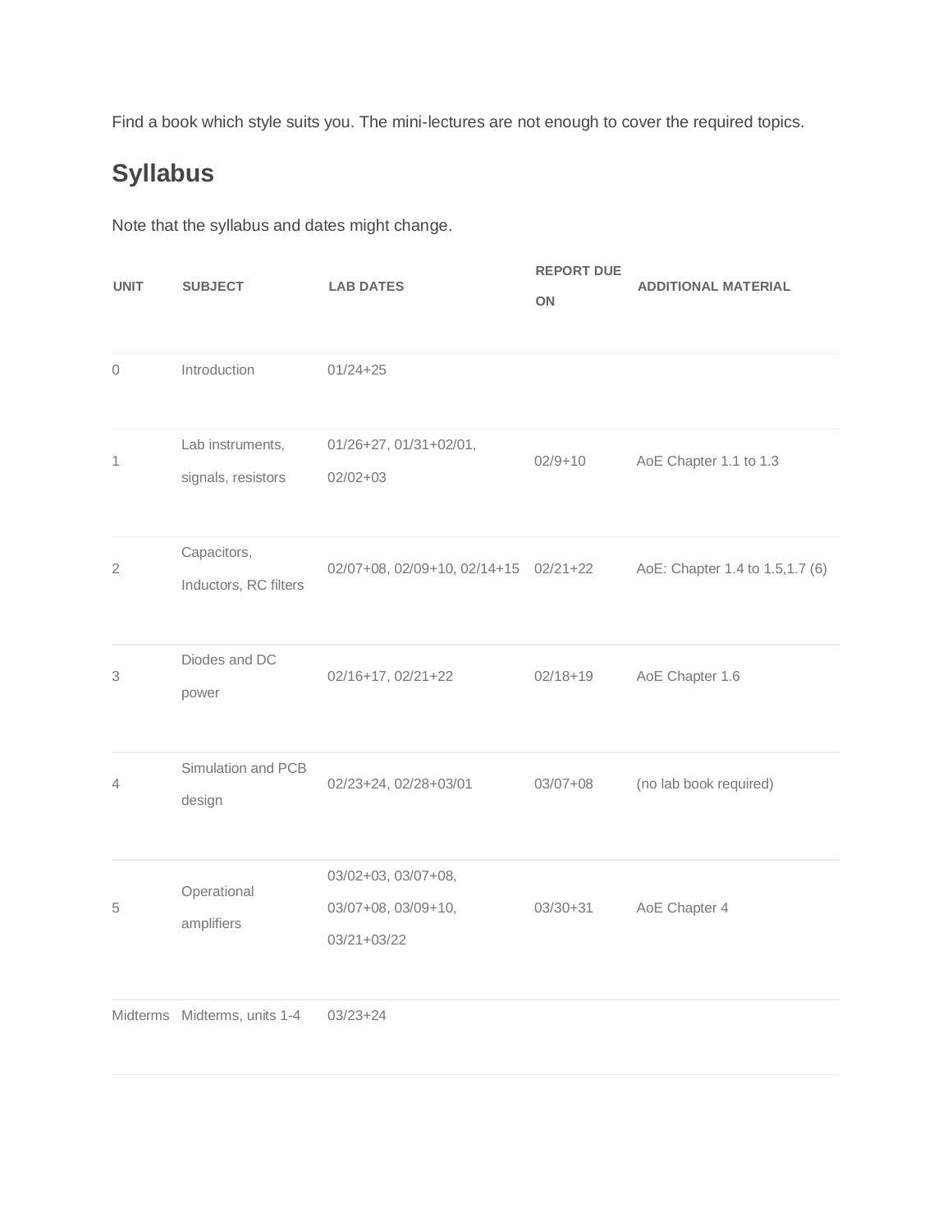Find a book which style suits you. The mini-lectures are not enough to cover the required topics.

## Syllabus

Note that the syllabus and dates might change.

| UNIT | SUBJECT | LAB DATES | REPORT DUE ON | ADDITIONAL MATERIAL |
|---|---|---|---|---|
| 0 | Introduction | 01/24+25 | | |
| 1 | Lab instruments, signals, resistors | 01/26+27, 01/31+02/01, 02/02+03 | 02/9+10 | AoE Chapter 1.1 to 1.3 |
| 2 | Capacitors, Inductors, RC filters | 02/07+08, 02/09+10, 02/14+15 | 02/21+22 | AoE: Chapter 1.4 to 1.5,1.7 (6) |
| 3 | Diodes and DC power | 02/16+17, 02/21+22 | 02/18+19 | AoE Chapter 1.6 |
| 4 | Simulation and PCB design | 02/23+24, 02/28+03/01 | 03/07+08 | (no lab book required) |
| 5 | Operational amplifiers | 03/02+03, 03/07+08, 03/07+08, 03/09+10, 03/21+03/22 | 03/30+31 | AoE Chapter 4 |
| Midterms | Midterms, units 1-4 | 03/23+24 | | |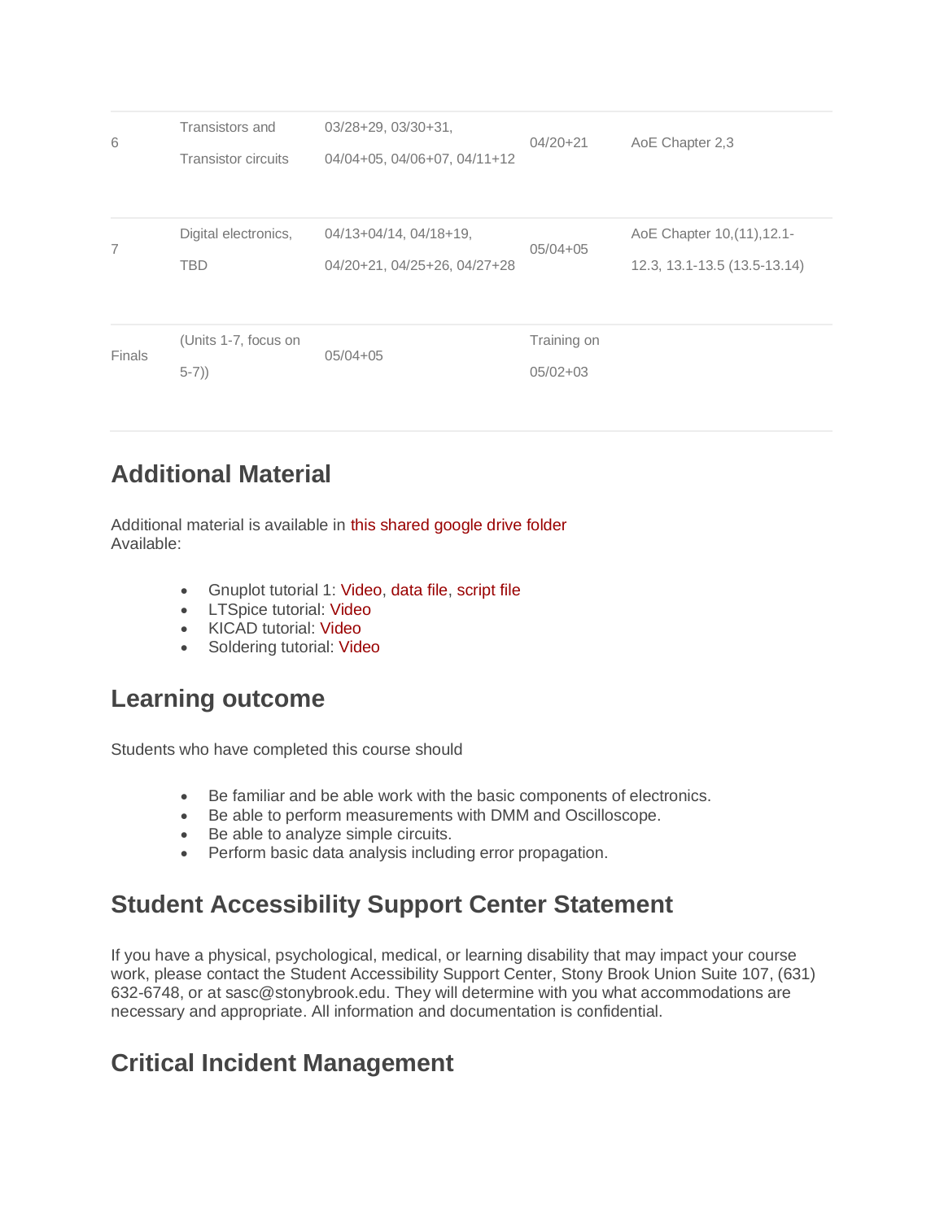| | | | | |
|---|---|---|---|---|
| 6 | Transistors and Transistor circuits | 03/28+29, 03/30+31, 04/04+05, 04/06+07, 04/11+12 | 04/20+21 | AoE Chapter 2,3 |
| 7 | Digital electronics, TBD | 04/13+04/14, 04/18+19, 04/20+21, 04/25+26, 04/27+28 | 05/04+05 | AoE Chapter 10,(11),12.1-12.3, 13.1-13.5 (13.5-13.14) |
| Finals | (Units 1-7, focus on 5-7)) | 05/04+05 | Training on 05/02+03 | |

## Additional Material

Additional material is available in this shared google drive folder
Available:

- Gnuplot tutorial 1: Video, data file, script file
- LTSpice tutorial: Video
- KICAD tutorial: Video
- Soldering tutorial: Video

## Learning outcome

Students who have completed this course should

- Be familiar and be able work with the basic components of electronics.
- Be able to perform measurements with DMM and Oscilloscope.
- Be able to analyze simple circuits.
- Perform basic data analysis including error propagation.

## Student Accessibility Support Center Statement

If you have a physical, psychological, medical, or learning disability that may impact your course work, please contact the Student Accessibility Support Center, Stony Brook Union Suite 107, (631) 632-6748, or at sasc@stonybrook.edu. They will determine with you what accommodations are necessary and appropriate. All information and documentation is confidential.

## Critical Incident Management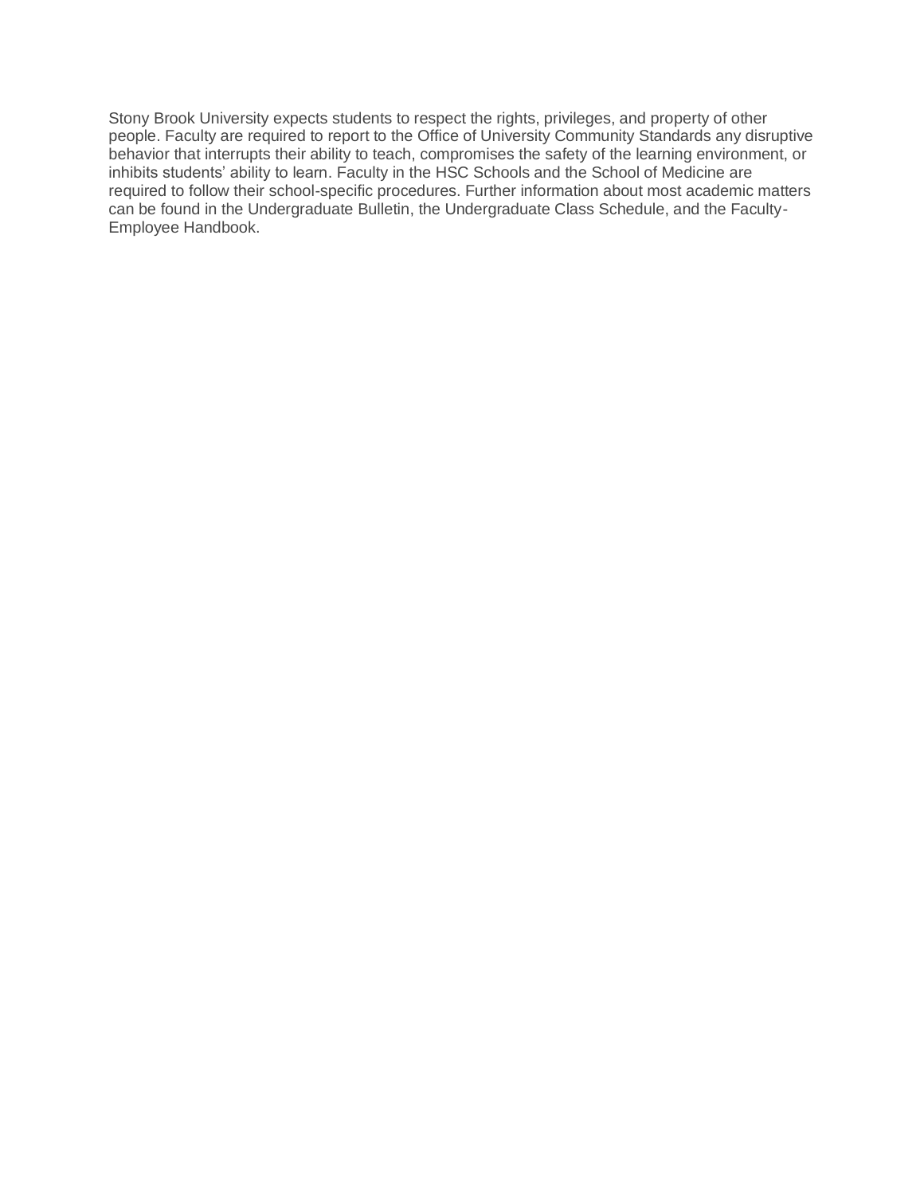Stony Brook University expects students to respect the rights, privileges, and property of other people. Faculty are required to report to the Office of University Community Standards any disruptive behavior that interrupts their ability to teach, compromises the safety of the learning environment, or inhibits students' ability to learn. Faculty in the HSC Schools and the School of Medicine are required to follow their school-specific procedures. Further information about most academic matters can be found in the Undergraduate Bulletin, the Undergraduate Class Schedule, and the Faculty-Employee Handbook.